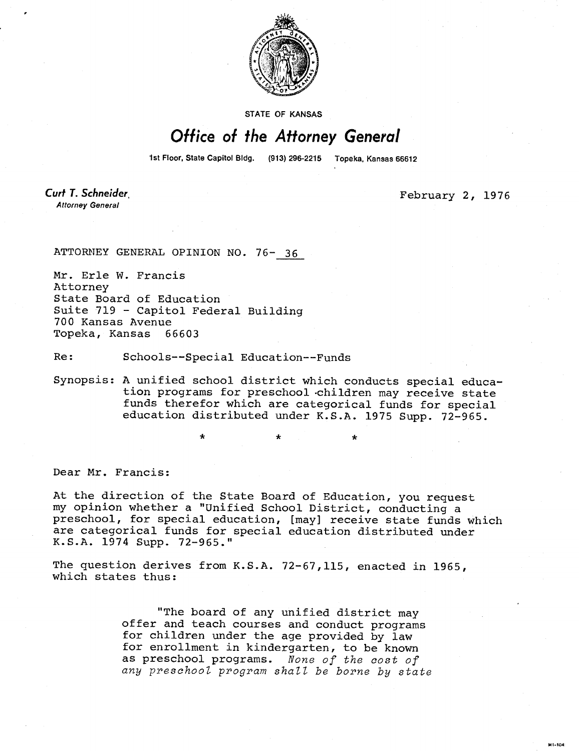STATE OF KANSAS

# Office of the Attorney General

1st Floor, State Capitol Bldg. (913) 296-2215 Topeka, Kansas 66612

**Curt T. Schneider**
*Attorney General*

February 2, 1976

ATTORNEY GENERAL OPINION NO. 76- 36

Mr. Erle W. Francis
Attorney
State Board of Education
Suite 719 - Capitol Federal Building
700 Kansas Avenue
Topeka, Kansas 66603

Re: Schools--Special Education--Funds

Synopsis: A unified school district which conducts special education programs for preschool children may receive state funds therefor which are categorical funds for special education distributed under K.S.A. 1975 Supp. 72-965.

\* \* \*

Dear Mr. Francis:

At the direction of the State Board of Education, you request my opinion whether a "Unified School District, conducting a preschool, for special education, [may] receive state funds which are categorical funds for special education distributed under K.S.A. 1974 Supp. 72-965."

The question derives from K.S.A. 72-67,115, enacted in 1965, which states thus:

> "The board of any unified district may offer and teach courses and conduct programs for children under the age provided by law for enrollment in kindergarten, to be known as preschool programs. *None of the cost of any preschool program shall be borne by state*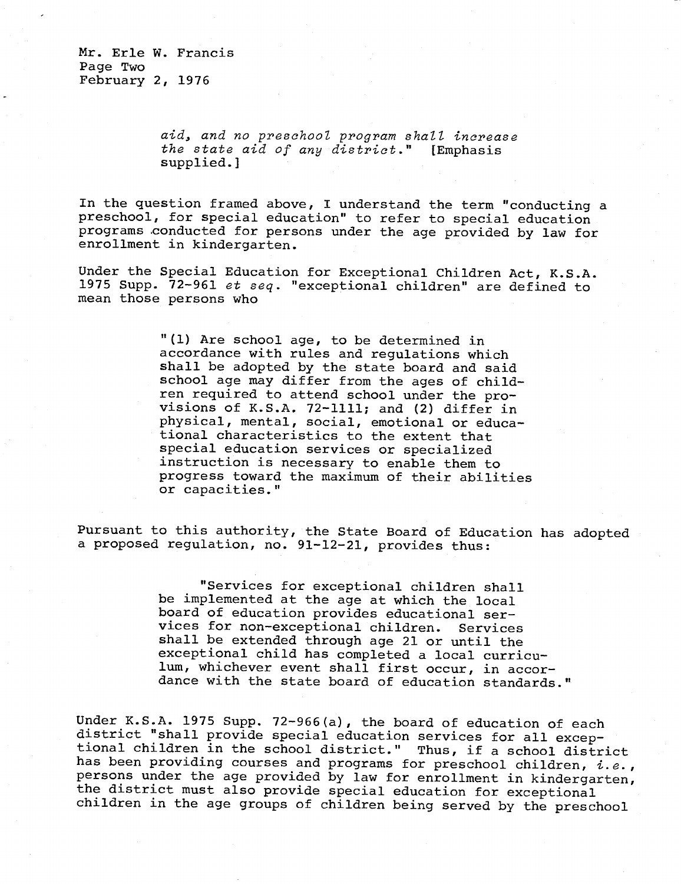*aid, and no preschool program shall increase the state aid of any district.*" [Emphasis supplied.]

In the question framed above, I understand the term "conducting a preschool, for special education" to refer to special education programs conducted for persons under the age provided by law for enrollment in kindergarten.

Under the Special Education for Exceptional Children Act, K.S.A. 1975 Supp. 72-961 *et seq.* "exceptional children" are defined to mean those persons who

> "(1) Are school age, to be determined in accordance with rules and regulations which shall be adopted by the state board and said school age may differ from the ages of children required to attend school under the provisions of K.S.A. 72-1111; and (2) differ in physical, mental, social, emotional or educational characteristics to the extent that special education services or specialized instruction is necessary to enable them to progress toward the maximum of their abilities or capacities."

Pursuant to this authority, the State Board of Education has adopted a proposed regulation, no. 91-12-21, provides thus:

> "Services for exceptional children shall be implemented at the age at which the local board of education provides educational services for non-exceptional children. Services shall be extended through age 21 or until the exceptional child has completed a local curriculum, whichever event shall first occur, in accordance with the state board of education standards."

Under K.S.A. 1975 Supp. 72-966(a), the board of education of each district "shall provide special education services for all exceptional children in the school district." Thus, if a school district has been providing courses and programs for preschool children, *i.e.*, persons under the age provided by law for enrollment in kindergarten, the district must also provide special education for exceptional children in the age groups of children being served by the preschool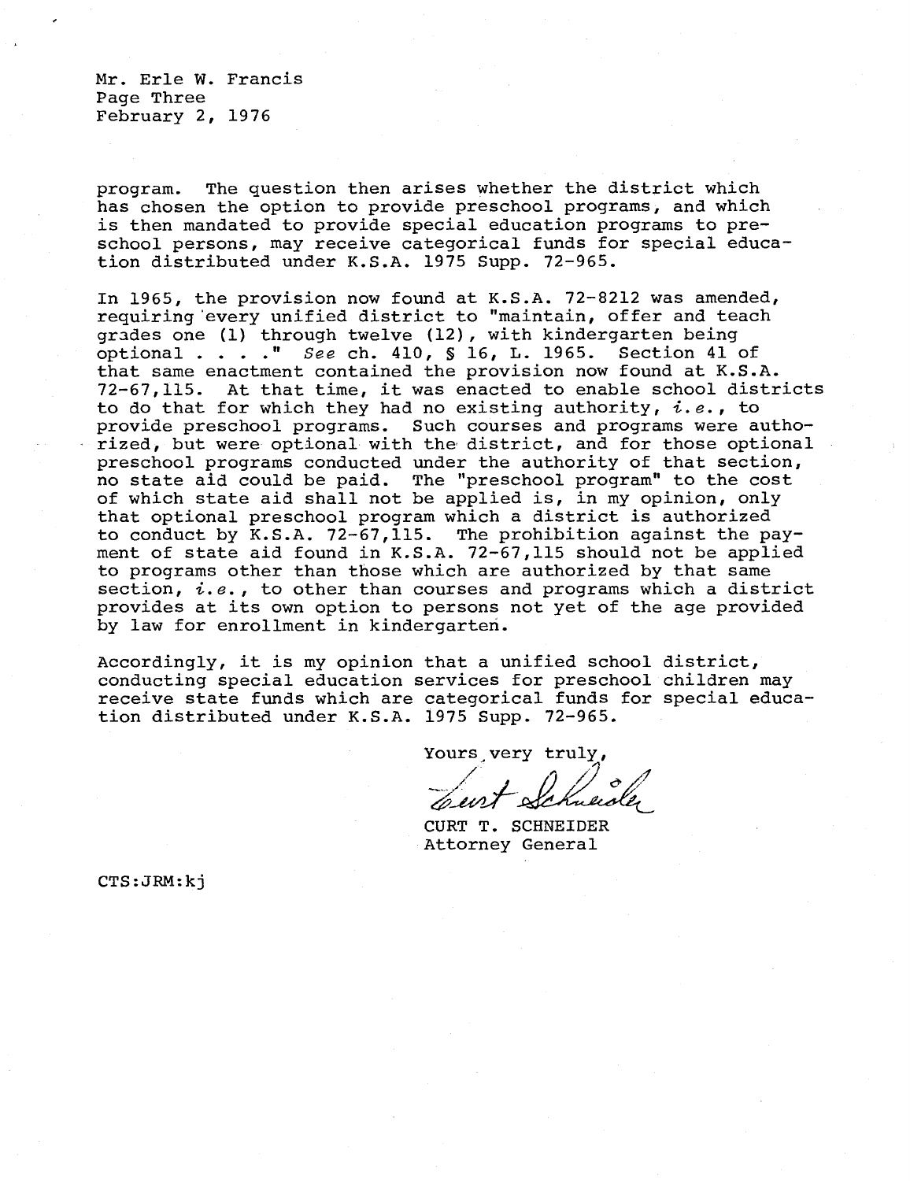Mr. Erle W. Francis
Page Three
February 2, 1976

program. The question then arises whether the district which has chosen the option to provide preschool programs, and which is then mandated to provide special education programs to preschool persons, may receive categorical funds for special education distributed under K.S.A. 1975 Supp. 72-965.

In 1965, the provision now found at K.S.A. 72-8212 was amended, requiring every unified district to "maintain, offer and teach grades one (1) through twelve (12), with kindergarten being optional . . . ." *See* ch. 410, § 16, L. 1965. Section 41 of that same enactment contained the provision now found at K.S.A. 72-67,115. At that time, it was enacted to enable school districts to do that for which they had no existing authority, *i.e.*, to provide preschool programs. Such courses and programs were authorized, but were optional with the district, and for those optional preschool programs conducted under the authority of that section, no state aid could be paid. The "preschool program" to the cost of which state aid shall not be applied is, in my opinion, only that optional preschool program which a district is authorized to conduct by K.S.A. 72-67,115. The prohibition against the payment of state aid found in K.S.A. 72-67,115 should not be applied to programs other than those which are authorized by that same section, *i.e.*, to other than courses and programs which a district provides at its own option to persons not yet of the age provided by law for enrollment in kindergarten.

Accordingly, it is my opinion that a unified school district, conducting special education services for preschool children may receive state funds which are categorical funds for special education distributed under K.S.A. 1975 Supp. 72-965.

Yours very truly,

CURT T. SCHNEIDER
Attorney General

CTS:JRM:kj